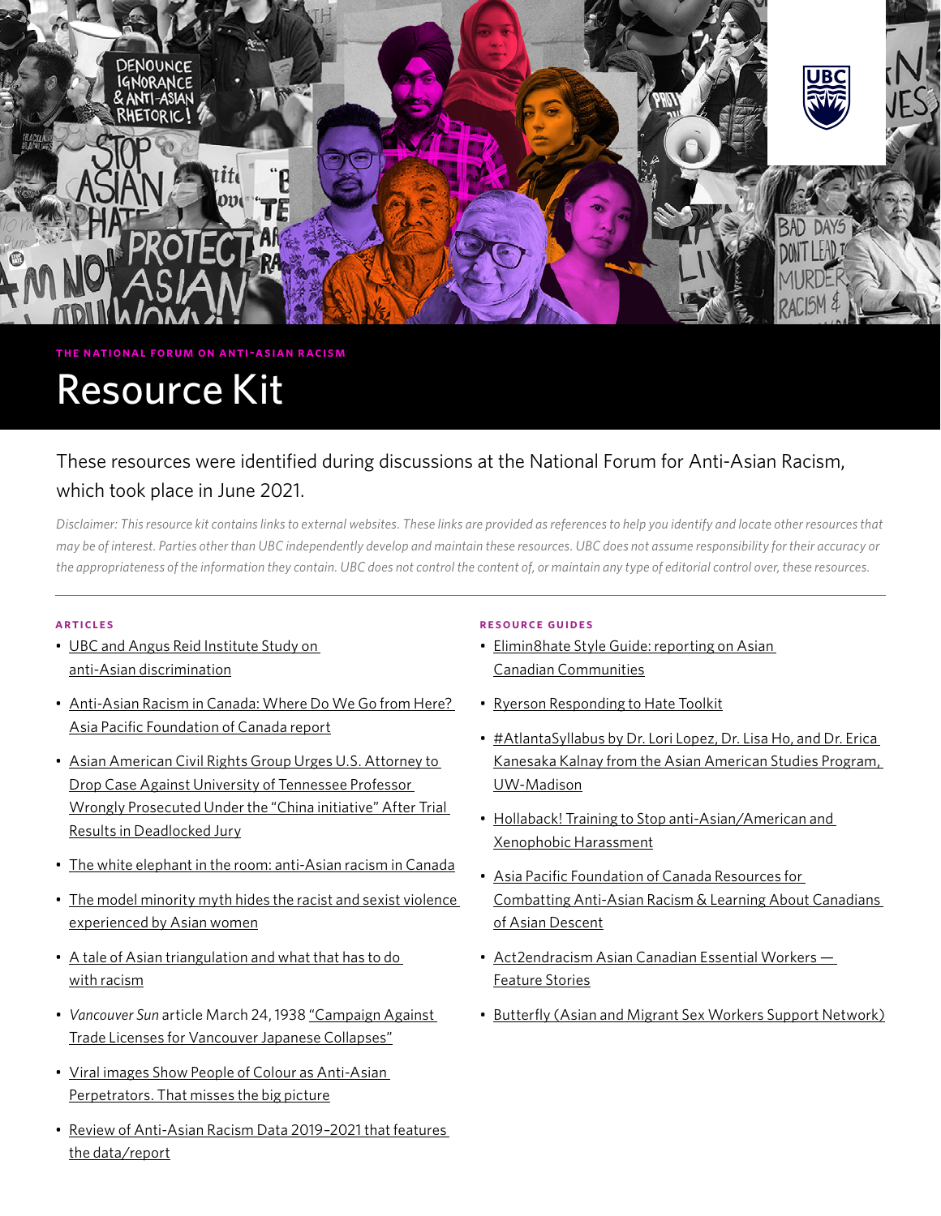THE NATIONAL FORUM ON ANTI-ASIAN RACISM

# Resource Kit

These resources were identified during discussions at the National Forum for Anti-Asian Racism, which took place in June 2021.

*Disclaimer: This resource kit contains links to external websites. These links are provided as references to help you identify and locate other resources that may be of interest. Parties other than UBC independently develop and maintain these resources. UBC does not assume responsibility for their accuracy or the appropriateness of the information they contain. UBC does not control the content of, or maintain any type of editorial control over, these resources.*

---

### ARTICLES

- UBC and Angus Reid Institute Study on anti-Asian discrimination
- Anti-Asian Racism in Canada: Where Do We Go from Here? Asia Pacific Foundation of Canada report
- Asian American Civil Rights Group Urges U.S. Attorney to Drop Case Against University of Tennessee Professor Wrongly Prosecuted Under the "China initiative" After Trial Results in Deadlocked Jury
- The white elephant in the room: anti-Asian racism in Canada
- The model minority myth hides the racist and sexist violence experienced by Asian women
- A tale of Asian triangulation and what that has to do with racism
- *Vancouver Sun* article March 24, 1938 "Campaign Against Trade Licenses for Vancouver Japanese Collapses"
- Viral images Show People of Colour as Anti-Asian Perpetrators. That misses the big picture
- Review of Anti-Asian Racism Data 2019–2021 that features the data/report

### RESOURCE GUIDES

- Elimin8hate Style Guide: reporting on Asian Canadian Communities
- Ryerson Responding to Hate Toolkit
- #AtlantaSyllabus by Dr. Lori Lopez, Dr. Lisa Ho, and Dr. Erica Kanesaka Kalnay from the Asian American Studies Program, UW-Madison
- Hollaback! Training to Stop anti-Asian/American and Xenophobic Harassment
- Asia Pacific Foundation of Canada Resources for Combatting Anti-Asian Racism & Learning About Canadians of Asian Descent
- Act2endracism Asian Canadian Essential Workers — Feature Stories
- Butterfly (Asian and Migrant Sex Workers Support Network)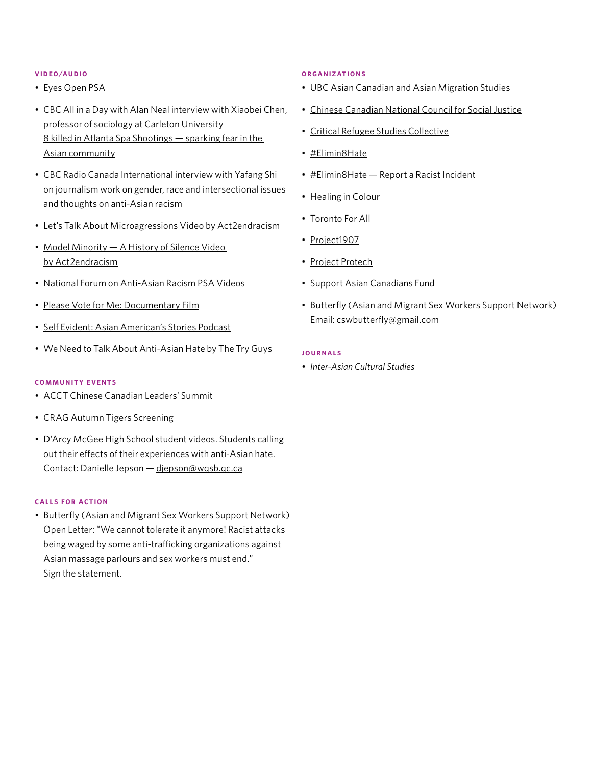#### VIDEO/AUDIO

- Eyes Open PSA
- CBC All in a Day with Alan Neal interview with Xiaobei Chen, professor of sociology at Carleton University
  8 killed in Atlanta Spa Shootings — sparking fear in the Asian community
- CBC Radio Canada International interview with Yafang Shi on journalism work on gender, race and intersectional issues and thoughts on anti-Asian racism
- Let's Talk About Microagressions Video by Act2endracism
- Model Minority — A History of Silence Video by Act2endracism
- National Forum on Anti-Asian Racism PSA Videos
- Please Vote for Me: Documentary Film
- Self Evident: Asian American's Stories Podcast
- We Need to Talk About Anti-Asian Hate by The Try Guys

#### COMMUNITY EVENTS

- ACCT Chinese Canadian Leaders' Summit
- CRAG Autumn Tigers Screening
- D'Arcy McGee High School student videos. Students calling out their effects of their experiences with anti-Asian hate. Contact: Danielle Jepson — djepson@wqsb.qc.ca

#### CALLS FOR ACTION

- Butterfly (Asian and Migrant Sex Workers Support Network) Open Letter: "We cannot tolerate it anymore! Racist attacks being waged by some anti-trafficking organizations against Asian massage parlours and sex workers must end."
  Sign the statement.

#### ORGANIZATIONS

- UBC Asian Canadian and Asian Migration Studies
- Chinese Canadian National Council for Social Justice
- Critical Refugee Studies Collective
- #Elimin8Hate
- #Elimin8Hate — Report a Racist Incident
- Healing in Colour
- Toronto For All
- Project1907
- Project Protech
- Support Asian Canadians Fund
- Butterfly (Asian and Migrant Sex Workers Support Network) Email: cswbutterfly@gmail.com

#### JOURNALS

- *Inter-Asian Cultural Studies*